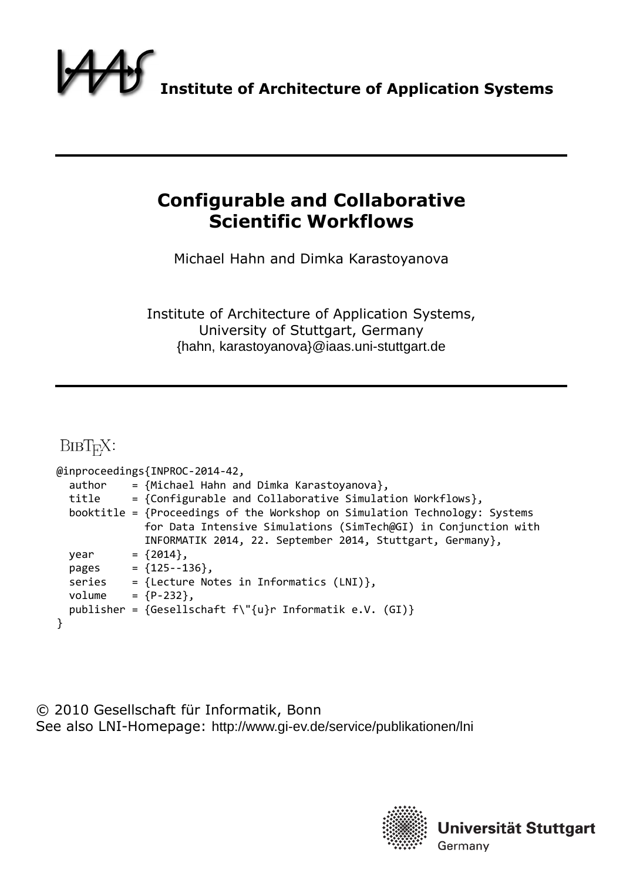**Institute of Architecture of Application Systems**

# Configurable and Collaborative Scientific Workflows

Michael Hahn and Dimka Karastoyanova

Institute of Architecture of Application Systems,
University of Stuttgart, Germany
{hahn, karastoyanova}@iaas.uni-stuttgart.de

BibTeX:

```
@inproceedings{INPROC-2014-42,
  author    = {Michael Hahn and Dimka Karastoyanova},
  title     = {Configurable and Collaborative Simulation Workflows},
  booktitle = {Proceedings of the Workshop on Simulation Technology: Systems
               for Data Intensive Simulations (SimTech@GI) in Conjunction with
               INFORMATIK 2014, 22. September 2014, Stuttgart, Germany},
  year      = {2014},
  pages     = {125--136},
  series    = {Lecture Notes in Informatics (LNI)},
  volume    = {P-232},
  publisher = {Gesellschaft f\"{u}r Informatik e.V. (GI)}
}
```

© 2010 Gesellschaft für Informatik, Bonn
See also LNI-Homepage: http://www.gi-ev.de/service/publikationen/lni

**Universität Stuttgart**
Germany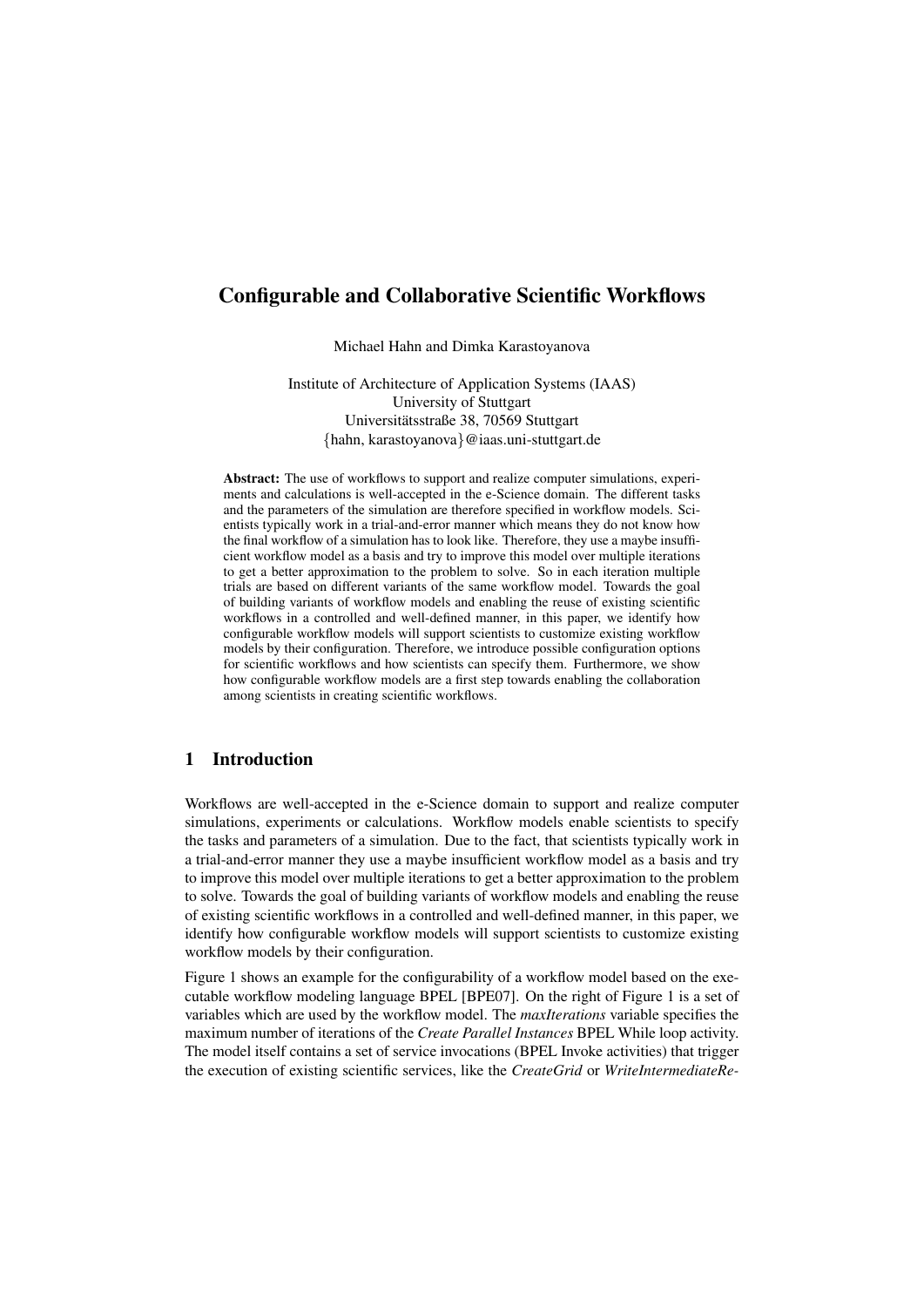# Configurable and Collaborative Scientific Workflows

Michael Hahn and Dimka Karastoyanova

Institute of Architecture of Application Systems (IAAS)
University of Stuttgart
Universitätsstraße 38, 70569 Stuttgart
{hahn, karastoyanova}@iaas.uni-stuttgart.de

**Abstract:** The use of workflows to support and realize computer simulations, experiments and calculations is well-accepted in the e-Science domain. The different tasks and the parameters of the simulation are therefore specified in workflow models. Scientists typically work in a trial-and-error manner which means they do not know how the final workflow of a simulation has to look like. Therefore, they use a maybe insufficient workflow model as a basis and try to improve this model over multiple iterations to get a better approximation to the problem to solve. So in each iteration multiple trials are based on different variants of the same workflow model. Towards the goal of building variants of workflow models and enabling the reuse of existing scientific workflows in a controlled and well-defined manner, in this paper, we identify how configurable workflow models will support scientists to customize existing workflow models by their configuration. Therefore, we introduce possible configuration options for scientific workflows and how scientists can specify them. Furthermore, we show how configurable workflow models are a first step towards enabling the collaboration among scientists in creating scientific workflows.

## 1 Introduction

Workflows are well-accepted in the e-Science domain to support and realize computer simulations, experiments or calculations. Workflow models enable scientists to specify the tasks and parameters of a simulation. Due to the fact, that scientists typically work in a trial-and-error manner they use a maybe insufficient workflow model as a basis and try to improve this model over multiple iterations to get a better approximation to the problem to solve. Towards the goal of building variants of workflow models and enabling the reuse of existing scientific workflows in a controlled and well-defined manner, in this paper, we identify how configurable workflow models will support scientists to customize existing workflow models by their configuration.

Figure 1 shows an example for the configurability of a workflow model based on the executable workflow modeling language BPEL [BPE07]. On the right of Figure 1 is a set of variables which are used by the workflow model. The *maxIterations* variable specifies the maximum number of iterations of the *Create Parallel Instances* BPEL While loop activity. The model itself contains a set of service invocations (BPEL Invoke activities) that trigger the execution of existing scientific services, like the *CreateGrid* or *WriteIntermediateRe-*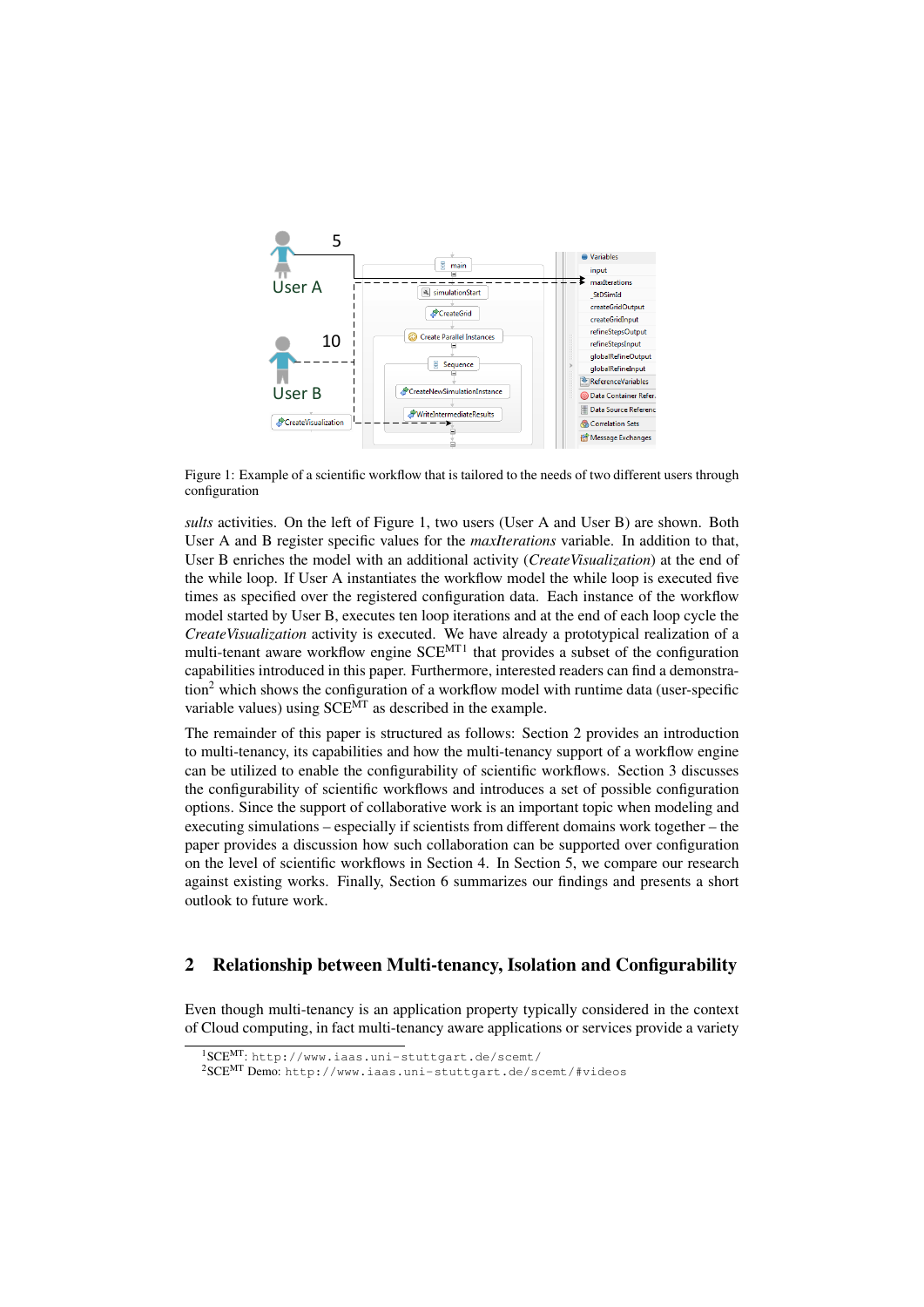Figure 1: Example of a scientific workflow that is tailored to the needs of two different users through configuration

*sults* activities. On the left of Figure 1, two users (User A and User B) are shown. Both User A and B register specific values for the *maxIterations* variable. In addition to that, User B enriches the model with an additional activity (*CreateVisualization*) at the end of the while loop. If User A instantiates the workflow model the while loop is executed five times as specified over the registered configuration data. Each instance of the workflow model started by User B, executes ten loop iterations and at the end of each loop cycle the *CreateVisualization* activity is executed. We have already a prototypical realization of a multi-tenant aware workflow engine SCE$^{MT}$[1] that provides a subset of the configuration capabilities introduced in this paper. Furthermore, interested readers can find a demonstration[2] which shows the configuration of a workflow model with runtime data (user-specific variable values) using SCE$^{MT}$ as described in the example.

The remainder of this paper is structured as follows: Section 2 provides an introduction to multi-tenancy, its capabilities and how the multi-tenancy support of a workflow engine can be utilized to enable the configurability of scientific workflows. Section 3 discusses the configurability of scientific workflows and introduces a set of possible configuration options. Since the support of collaborative work is an important topic when modeling and executing simulations – especially if scientists from different domains work together – the paper provides a discussion how such collaboration can be supported over configuration on the level of scientific workflows in Section 4. In Section 5, we compare our research against existing works. Finally, Section 6 summarizes our findings and presents a short outlook to future work.

## 2 Relationship between Multi-tenancy, Isolation and Configurability

Even though multi-tenancy is an application property typically considered in the context of Cloud computing, in fact multi-tenancy aware applications or services provide a variety

[1] SCE$^{MT}$: http://www.iaas.uni-stuttgart.de/scemt/

[2] SCE$^{MT}$ Demo: http://www.iaas.uni-stuttgart.de/scemt/#videos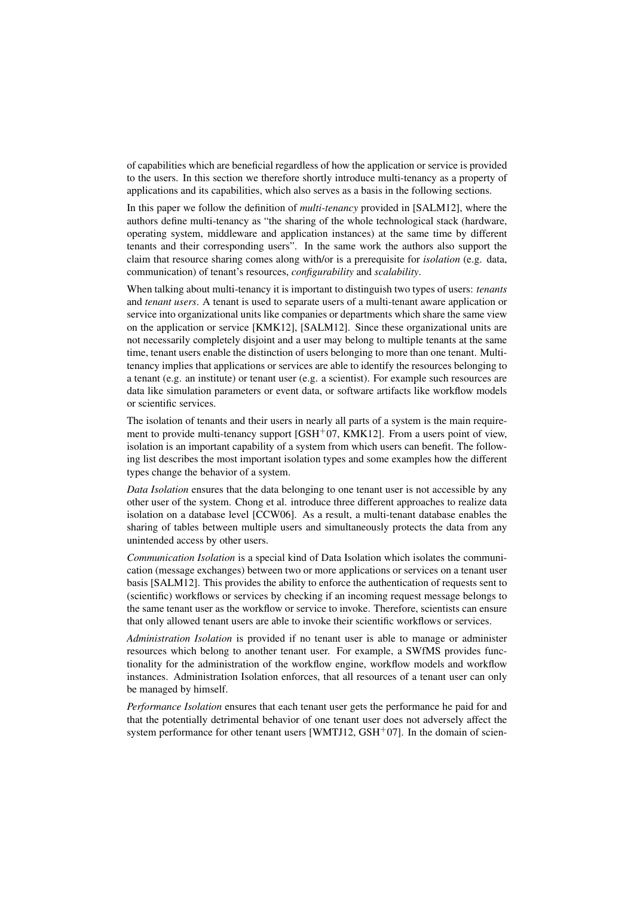of capabilities which are beneficial regardless of how the application or service is provided to the users. In this section we therefore shortly introduce multi-tenancy as a property of applications and its capabilities, which also serves as a basis in the following sections.

In this paper we follow the definition of *multi-tenancy* provided in [SALM12], where the authors define multi-tenancy as "the sharing of the whole technological stack (hardware, operating system, middleware and application instances) at the same time by different tenants and their corresponding users". In the same work the authors also support the claim that resource sharing comes along with/or is a prerequisite for *isolation* (e.g. data, communication) of tenant's resources, *configurability* and *scalability*.

When talking about multi-tenancy it is important to distinguish two types of users: *tenants* and *tenant users*. A tenant is used to separate users of a multi-tenant aware application or service into organizational units like companies or departments which share the same view on the application or service [KMK12], [SALM12]. Since these organizational units are not necessarily completely disjoint and a user may belong to multiple tenants at the same time, tenant users enable the distinction of users belonging to more than one tenant. Multi-tenancy implies that applications or services are able to identify the resources belonging to a tenant (e.g. an institute) or tenant user (e.g. a scientist). For example such resources are data like simulation parameters or event data, or software artifacts like workflow models or scientific services.

The isolation of tenants and their users in nearly all parts of a system is the main requirement to provide multi-tenancy support [GSH+07, KMK12]. From a users point of view, isolation is an important capability of a system from which users can benefit. The following list describes the most important isolation types and some examples how the different types change the behavior of a system.

*Data Isolation* ensures that the data belonging to one tenant user is not accessible by any other user of the system. Chong et al. introduce three different approaches to realize data isolation on a database level [CCW06]. As a result, a multi-tenant database enables the sharing of tables between multiple users and simultaneously protects the data from any unintended access by other users.

*Communication Isolation* is a special kind of Data Isolation which isolates the communication (message exchanges) between two or more applications or services on a tenant user basis [SALM12]. This provides the ability to enforce the authentication of requests sent to (scientific) workflows or services by checking if an incoming request message belongs to the same tenant user as the workflow or service to invoke. Therefore, scientists can ensure that only allowed tenant users are able to invoke their scientific workflows or services.

*Administration Isolation* is provided if no tenant user is able to manage or administer resources which belong to another tenant user. For example, a SWfMS provides functionality for the administration of the workflow engine, workflow models and workflow instances. Administration Isolation enforces, that all resources of a tenant user can only be managed by himself.

*Performance Isolation* ensures that each tenant user gets the performance he paid for and that the potentially detrimental behavior of one tenant user does not adversely affect the system performance for other tenant users [WMTJ12, GSH+07]. In the domain of scien-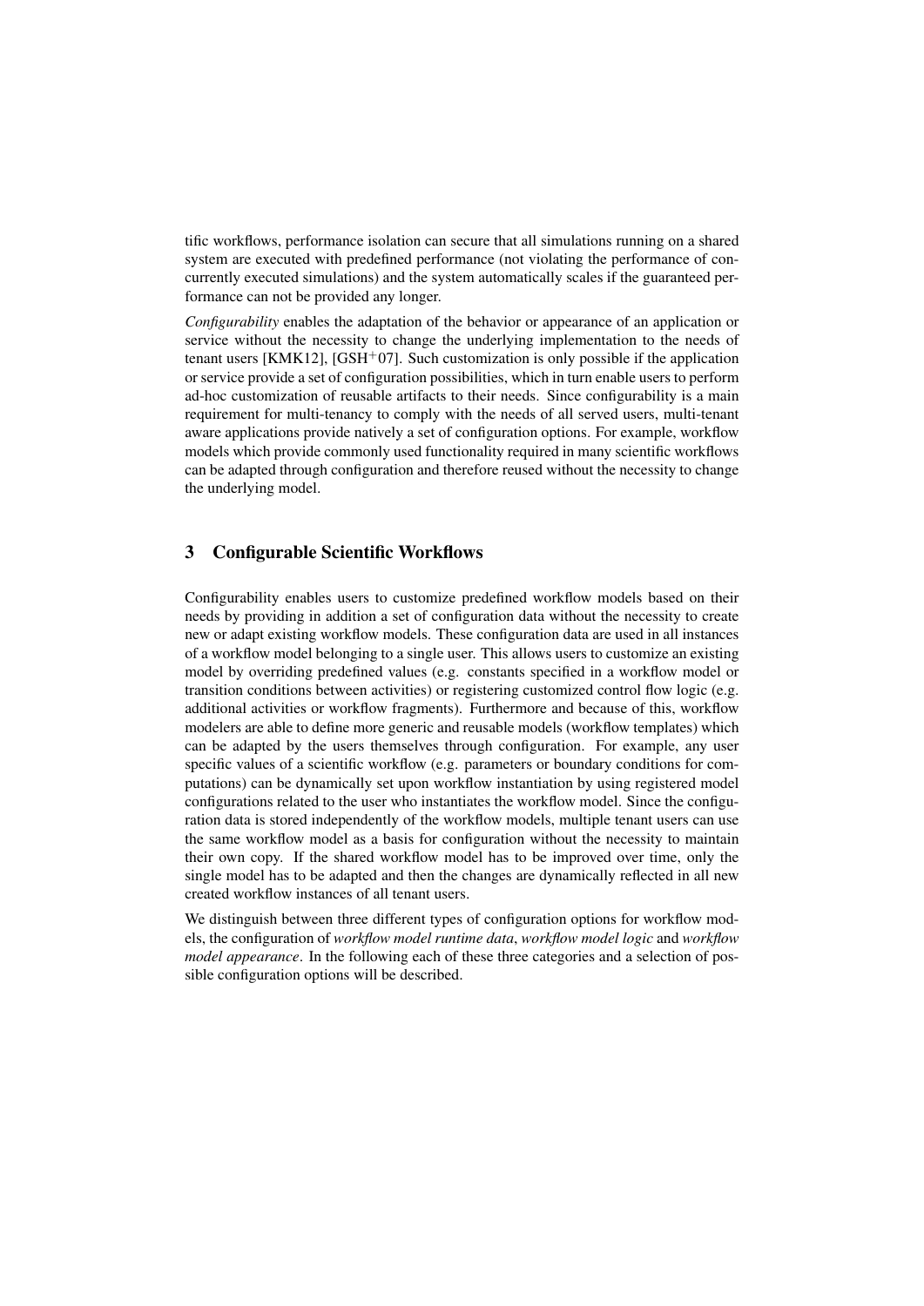tific workflows, performance isolation can secure that all simulations running on a shared system are executed with predefined performance (not violating the performance of concurrently executed simulations) and the system automatically scales if the guaranteed performance can not be provided any longer.

*Configurability* enables the adaptation of the behavior or appearance of an application or service without the necessity to change the underlying implementation to the needs of tenant users [KMK12], [GSH$^{+}$07]. Such customization is only possible if the application or service provide a set of configuration possibilities, which in turn enable users to perform ad-hoc customization of reusable artifacts to their needs. Since configurability is a main requirement for multi-tenancy to comply with the needs of all served users, multi-tenant aware applications provide natively a set of configuration options. For example, workflow models which provide commonly used functionality required in many scientific workflows can be adapted through configuration and therefore reused without the necessity to change the underlying model.

## 3 Configurable Scientific Workflows

Configurability enables users to customize predefined workflow models based on their needs by providing in addition a set of configuration data without the necessity to create new or adapt existing workflow models. These configuration data are used in all instances of a workflow model belonging to a single user. This allows users to customize an existing model by overriding predefined values (e.g. constants specified in a workflow model or transition conditions between activities) or registering customized control flow logic (e.g. additional activities or workflow fragments). Furthermore and because of this, workflow modelers are able to define more generic and reusable models (workflow templates) which can be adapted by the users themselves through configuration. For example, any user specific values of a scientific workflow (e.g. parameters or boundary conditions for computations) can be dynamically set upon workflow instantiation by using registered model configurations related to the user who instantiates the workflow model. Since the configuration data is stored independently of the workflow models, multiple tenant users can use the same workflow model as a basis for configuration without the necessity to maintain their own copy. If the shared workflow model has to be improved over time, only the single model has to be adapted and then the changes are dynamically reflected in all new created workflow instances of all tenant users.

We distinguish between three different types of configuration options for workflow models, the configuration of *workflow model runtime data*, *workflow model logic* and *workflow model appearance*. In the following each of these three categories and a selection of possible configuration options will be described.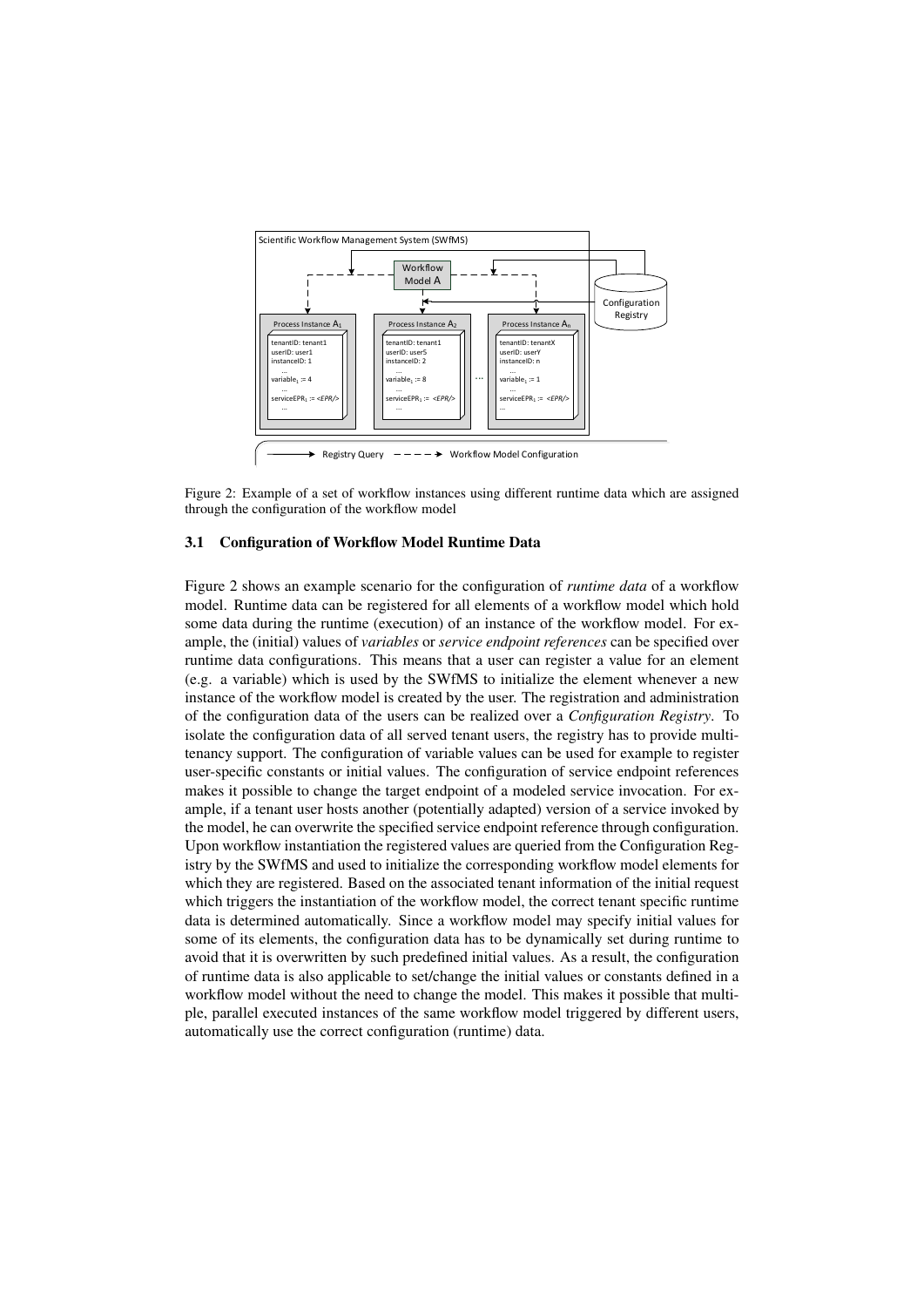Figure 2: Example of a set of workflow instances using different runtime data which are assigned through the configuration of the workflow model

### 3.1 Configuration of Workflow Model Runtime Data

Figure 2 shows an example scenario for the configuration of *runtime data* of a workflow model. Runtime data can be registered for all elements of a workflow model which hold some data during the runtime (execution) of an instance of the workflow model. For example, the (initial) values of *variables* or *service endpoint references* can be specified over runtime data configurations. This means that a user can register a value for an element (e.g. a variable) which is used by the SWfMS to initialize the element whenever a new instance of the workflow model is created by the user. The registration and administration of the configuration data of the users can be realized over a *Configuration Registry*. To isolate the configuration data of all served tenant users, the registry has to provide multi-tenancy support. The configuration of variable values can be used for example to register user-specific constants or initial values. The configuration of service endpoint references makes it possible to change the target endpoint of a modeled service invocation. For example, if a tenant user hosts another (potentially adapted) version of a service invoked by the model, he can overwrite the specified service endpoint reference through configuration. Upon workflow instantiation the registered values are queried from the Configuration Registry by the SWfMS and used to initialize the corresponding workflow model elements for which they are registered. Based on the associated tenant information of the initial request which triggers the instantiation of the workflow model, the correct tenant specific runtime data is determined automatically. Since a workflow model may specify initial values for some of its elements, the configuration data has to be dynamically set during runtime to avoid that it is overwritten by such predefined initial values. As a result, the configuration of runtime data is also applicable to set/change the initial values or constants defined in a workflow model without the need to change the model. This makes it possible that multiple, parallel executed instances of the same workflow model triggered by different users, automatically use the correct configuration (runtime) data.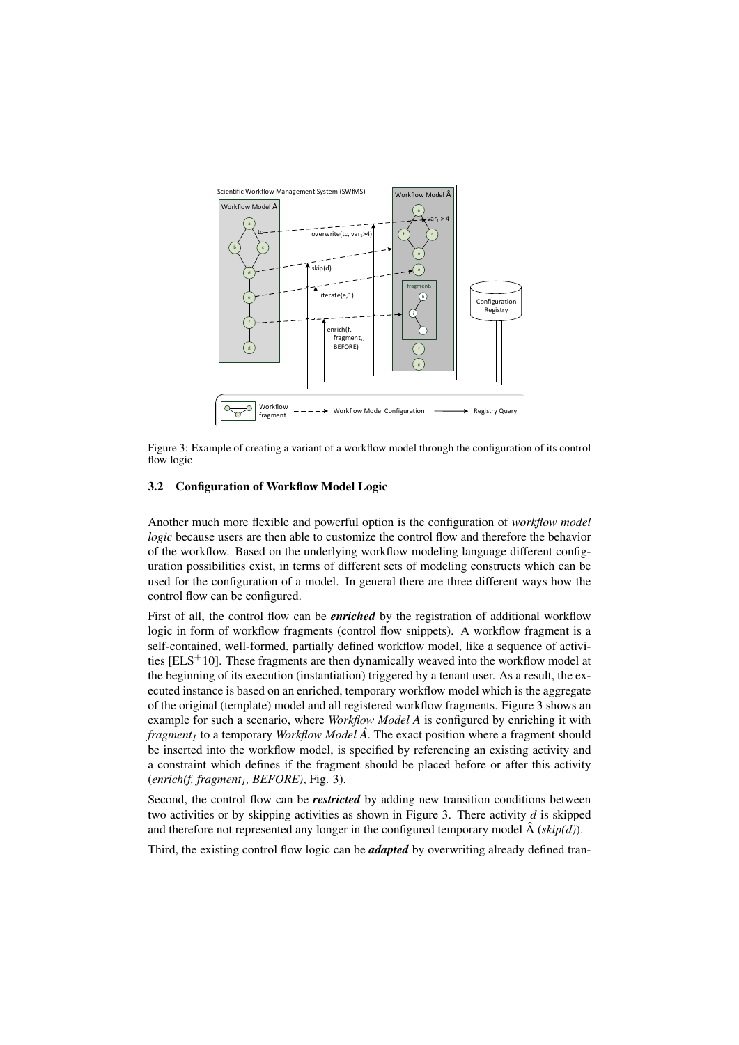Figure 3: Example of creating a variant of a workflow model through the configuration of its control flow logic

### 3.2 Configuration of Workflow Model Logic

Another much more flexible and powerful option is the configuration of *workflow model logic* because users are then able to customize the control flow and therefore the behavior of the workflow. Based on the underlying workflow modeling language different configuration possibilities exist, in terms of different sets of modeling constructs which can be used for the configuration of a model. In general there are three different ways how the control flow can be configured.

First of all, the control flow can be ***enriched*** by the registration of additional workflow logic in form of workflow fragments (control flow snippets). A workflow fragment is a self-contained, well-formed, partially defined workflow model, like a sequence of activities [ELS+10]. These fragments are then dynamically weaved into the workflow model at the beginning of its execution (instantiation) triggered by a tenant user. As a result, the executed instance is based on an enriched, temporary workflow model which is the aggregate of the original (template) model and all registered workflow fragments. Figure 3 shows an example for such a scenario, where *Workflow Model A* is configured by enriching it with *fragment*$_1$ to a temporary *Workflow Model Â*. The exact position where a fragment should be inserted into the workflow model, is specified by referencing an existing activity and a constraint which defines if the fragment should be placed before or after this activity (*enrich(f, fragment*$_1$*, BEFORE)*, Fig. 3).

Second, the control flow can be ***restricted*** by adding new transition conditions between two activities or by skipping activities as shown in Figure 3. There activity *d* is skipped and therefore not represented any longer in the configured temporary model Â (*skip(d)*).

Third, the existing control flow logic can be ***adapted*** by overwriting already defined tran-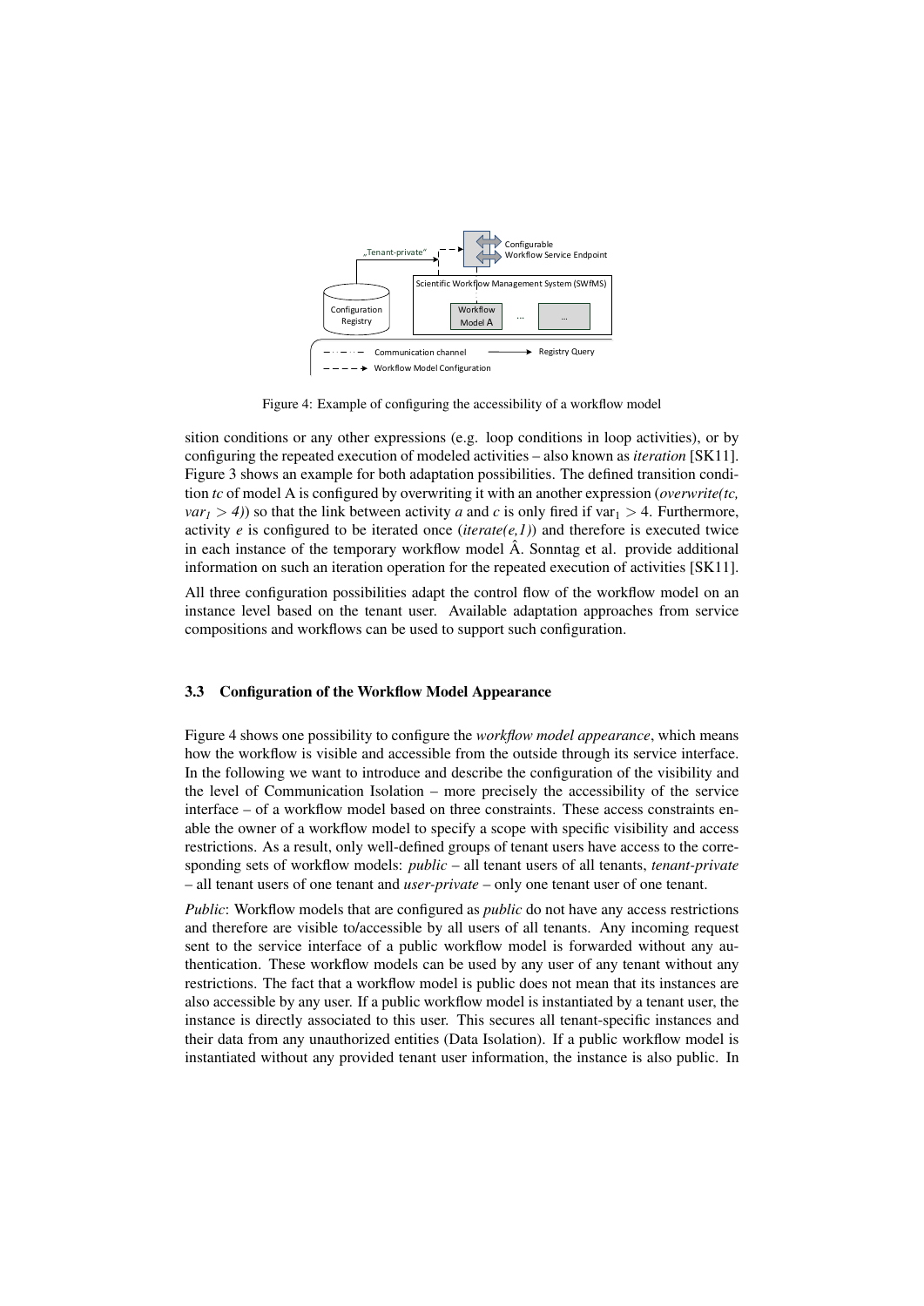Figure 4: Example of configuring the accessibility of a workflow model

sition conditions or any other expressions (e.g. loop conditions in loop activities), or by configuring the repeated execution of modeled activities – also known as *iteration* [SK11]. Figure 3 shows an example for both adaptation possibilities. The defined transition condition *tc* of model A is configured by overwriting it with an another expression (*overwrite(tc, $var_1 > 4$)*) so that the link between activity *a* and *c* is only fired if $\text{var}_1 > 4$. Furthermore, activity *e* is configured to be iterated once (*iterate(e,1)*) and therefore is executed twice in each instance of the temporary workflow model Â. Sonntag et al. provide additional information on such an iteration operation for the repeated execution of activities [SK11].

All three configuration possibilities adapt the control flow of the workflow model on an instance level based on the tenant user. Available adaptation approaches from service compositions and workflows can be used to support such configuration.

### 3.3 Configuration of the Workflow Model Appearance

Figure 4 shows one possibility to configure the *workflow model appearance*, which means how the workflow is visible and accessible from the outside through its service interface. In the following we want to introduce and describe the configuration of the visibility and the level of Communication Isolation – more precisely the accessibility of the service interface – of a workflow model based on three constraints. These access constraints enable the owner of a workflow model to specify a scope with specific visibility and access restrictions. As a result, only well-defined groups of tenant users have access to the corresponding sets of workflow models: *public* – all tenant users of all tenants, *tenant-private* – all tenant users of one tenant and *user-private* – only one tenant user of one tenant.

*Public*: Workflow models that are configured as *public* do not have any access restrictions and therefore are visible to/accessible by all users of all tenants. Any incoming request sent to the service interface of a public workflow model is forwarded without any authentication. These workflow models can be used by any user of any tenant without any restrictions. The fact that a workflow model is public does not mean that its instances are also accessible by any user. If a public workflow model is instantiated by a tenant user, the instance is directly associated to this user. This secures all tenant-specific instances and their data from any unauthorized entities (Data Isolation). If a public workflow model is instantiated without any provided tenant user information, the instance is also public. In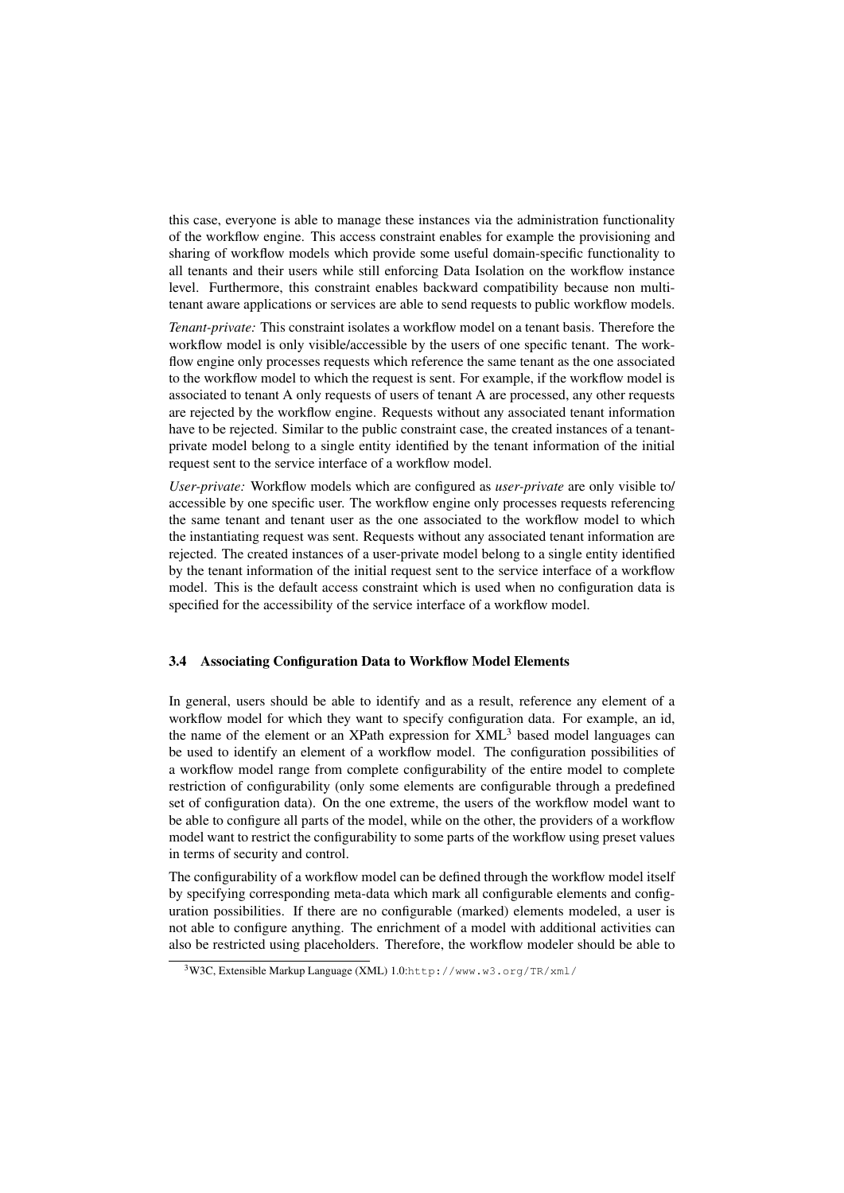this case, everyone is able to manage these instances via the administration functionality of the workflow engine. This access constraint enables for example the provisioning and sharing of workflow models which provide some useful domain-specific functionality to all tenants and their users while still enforcing Data Isolation on the workflow instance level. Furthermore, this constraint enables backward compatibility because non multi-tenant aware applications or services are able to send requests to public workflow models.

*Tenant-private:* This constraint isolates a workflow model on a tenant basis. Therefore the workflow model is only visible/accessible by the users of one specific tenant. The workflow engine only processes requests which reference the same tenant as the one associated to the workflow model to which the request is sent. For example, if the workflow model is associated to tenant A only requests of users of tenant A are processed, any other requests are rejected by the workflow engine. Requests without any associated tenant information have to be rejected. Similar to the public constraint case, the created instances of a tenant-private model belong to a single entity identified by the tenant information of the initial request sent to the service interface of a workflow model.

*User-private:* Workflow models which are configured as *user-private* are only visible to/ accessible by one specific user. The workflow engine only processes requests referencing the same tenant and tenant user as the one associated to the workflow model to which the instantiating request was sent. Requests without any associated tenant information are rejected. The created instances of a user-private model belong to a single entity identified by the tenant information of the initial request sent to the service interface of a workflow model. This is the default access constraint which is used when no configuration data is specified for the accessibility of the service interface of a workflow model.

### 3.4 Associating Configuration Data to Workflow Model Elements

In general, users should be able to identify and as a result, reference any element of a workflow model for which they want to specify configuration data. For example, an id, the name of the element or an XPath expression for XML[3] based model languages can be used to identify an element of a workflow model. The configuration possibilities of a workflow model range from complete configurability of the entire model to complete restriction of configurability (only some elements are configurable through a predefined set of configuration data). On the one extreme, the users of the workflow model want to be able to configure all parts of the model, while on the other, the providers of a workflow model want to restrict the configurability to some parts of the workflow using preset values in terms of security and control.

The configurability of a workflow model can be defined through the workflow model itself by specifying corresponding meta-data which mark all configurable elements and configuration possibilities. If there are no configurable (marked) elements modeled, a user is not able to configure anything. The enrichment of a model with additional activities can also be restricted using placeholders. Therefore, the workflow modeler should be able to

[3] W3C, Extensible Markup Language (XML) 1.0: http://www.w3.org/TR/xml/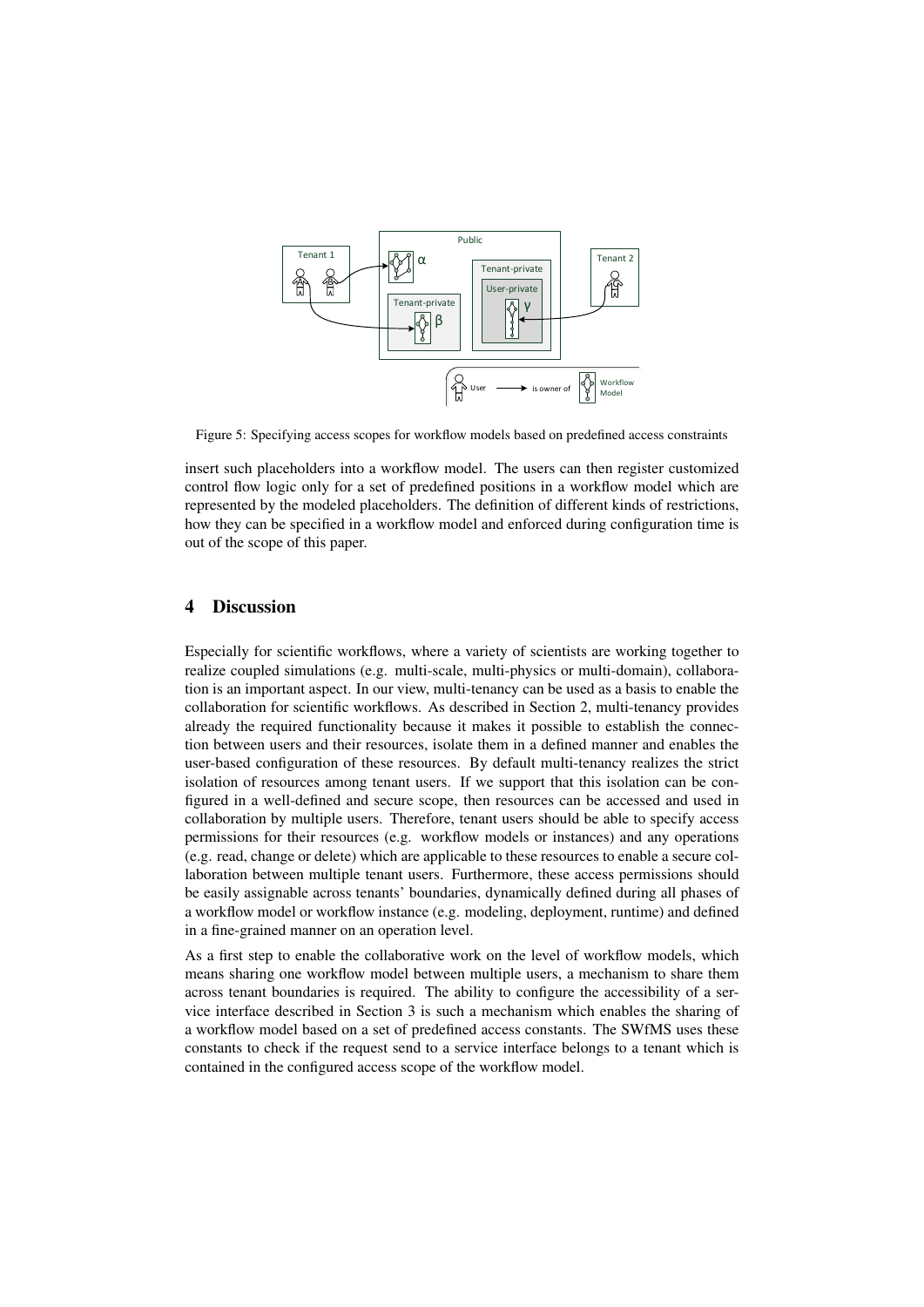Figure 5: Specifying access scopes for workflow models based on predefined access constraints

insert such placeholders into a workflow model. The users can then register customized control flow logic only for a set of predefined positions in a workflow model which are represented by the modeled placeholders. The definition of different kinds of restrictions, how they can be specified in a workflow model and enforced during configuration time is out of the scope of this paper.

## 4 Discussion

Especially for scientific workflows, where a variety of scientists are working together to realize coupled simulations (e.g. multi-scale, multi-physics or multi-domain), collaboration is an important aspect. In our view, multi-tenancy can be used as a basis to enable the collaboration for scientific workflows. As described in Section 2, multi-tenancy provides already the required functionality because it makes it possible to establish the connection between users and their resources, isolate them in a defined manner and enables the user-based configuration of these resources. By default multi-tenancy realizes the strict isolation of resources among tenant users. If we support that this isolation can be configured in a well-defined and secure scope, then resources can be accessed and used in collaboration by multiple users. Therefore, tenant users should be able to specify access permissions for their resources (e.g. workflow models or instances) and any operations (e.g. read, change or delete) which are applicable to these resources to enable a secure collaboration between multiple tenant users. Furthermore, these access permissions should be easily assignable across tenants' boundaries, dynamically defined during all phases of a workflow model or workflow instance (e.g. modeling, deployment, runtime) and defined in a fine-grained manner on an operation level.

As a first step to enable the collaborative work on the level of workflow models, which means sharing one workflow model between multiple users, a mechanism to share them across tenant boundaries is required. The ability to configure the accessibility of a service interface described in Section 3 is such a mechanism which enables the sharing of a workflow model based on a set of predefined access constants. The SWfMS uses these constants to check if the request send to a service interface belongs to a tenant which is contained in the configured access scope of the workflow model.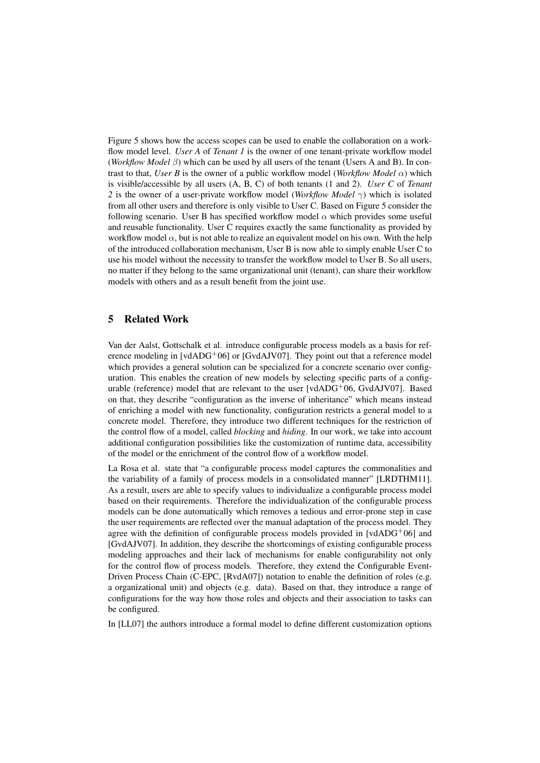Figure 5 shows how the access scopes can be used to enable the collaboration on a workflow model level. *User A* of *Tenant 1* is the owner of one tenant-private workflow model (*Workflow Model* $\beta$) which can be used by all users of the tenant (Users A and B). In contrast to that, *User B* is the owner of a public workflow model (*Workflow Model* $\alpha$) which is visible/accessible by all users (A, B, C) of both tenants (1 and 2). *User C* of *Tenant 2* is the owner of a user-private workflow model (*Workflow Model* $\gamma$) which is isolated from all other users and therefore is only visible to User C. Based on Figure 5 consider the following scenario. User B has specified workflow model $\alpha$ which provides some useful and reusable functionality. User C requires exactly the same functionality as provided by workflow model $\alpha$, but is not able to realize an equivalent model on his own. With the help of the introduced collaboration mechanism, User B is now able to simply enable User C to use his model without the necessity to transfer the workflow model to User B. So all users, no matter if they belong to the same organizational unit (tenant), can share their workflow models with others and as a result benefit from the joint use.

## 5 Related Work

Van der Aalst, Gottschalk et al. introduce configurable process models as a basis for reference modeling in [vdADG+06] or [GvdAJV07]. They point out that a reference model which provides a general solution can be specialized for a concrete scenario over configuration. This enables the creation of new models by selecting specific parts of a configurable (reference) model that are relevant to the user [vdADG+06, GvdAJV07]. Based on that, they describe "configuration as the inverse of inheritance" which means instead of enriching a model with new functionality, configuration restricts a general model to a concrete model. Therefore, they introduce two different techniques for the restriction of the control flow of a model, called *blocking* and *hiding*. In our work, we take into account additional configuration possibilities like the customization of runtime data, accessibility of the model or the enrichment of the control flow of a workflow model.

La Rosa et al. state that "a configurable process model captures the commonalities and the variability of a family of process models in a consolidated manner" [LRDTHM11]. As a result, users are able to specify values to individualize a configurable process model based on their requirements. Therefore the individualization of the configurable process models can be done automatically which removes a tedious and error-prone step in case the user requirements are reflected over the manual adaptation of the process model. They agree with the definition of configurable process models provided in [vdADG+06] and [GvdAJV07]. In addition, they describe the shortcomings of existing configurable process modeling approaches and their lack of mechanisms for enable configurability not only for the control flow of process models. Therefore, they extend the Configurable Event-Driven Process Chain (C-EPC, [RvdA07]) notation to enable the definition of roles (e.g. a organizational unit) and objects (e.g. data). Based on that, they introduce a range of configurations for the way how those roles and objects and their association to tasks can be configured.

In [LL07] the authors introduce a formal model to define different customization options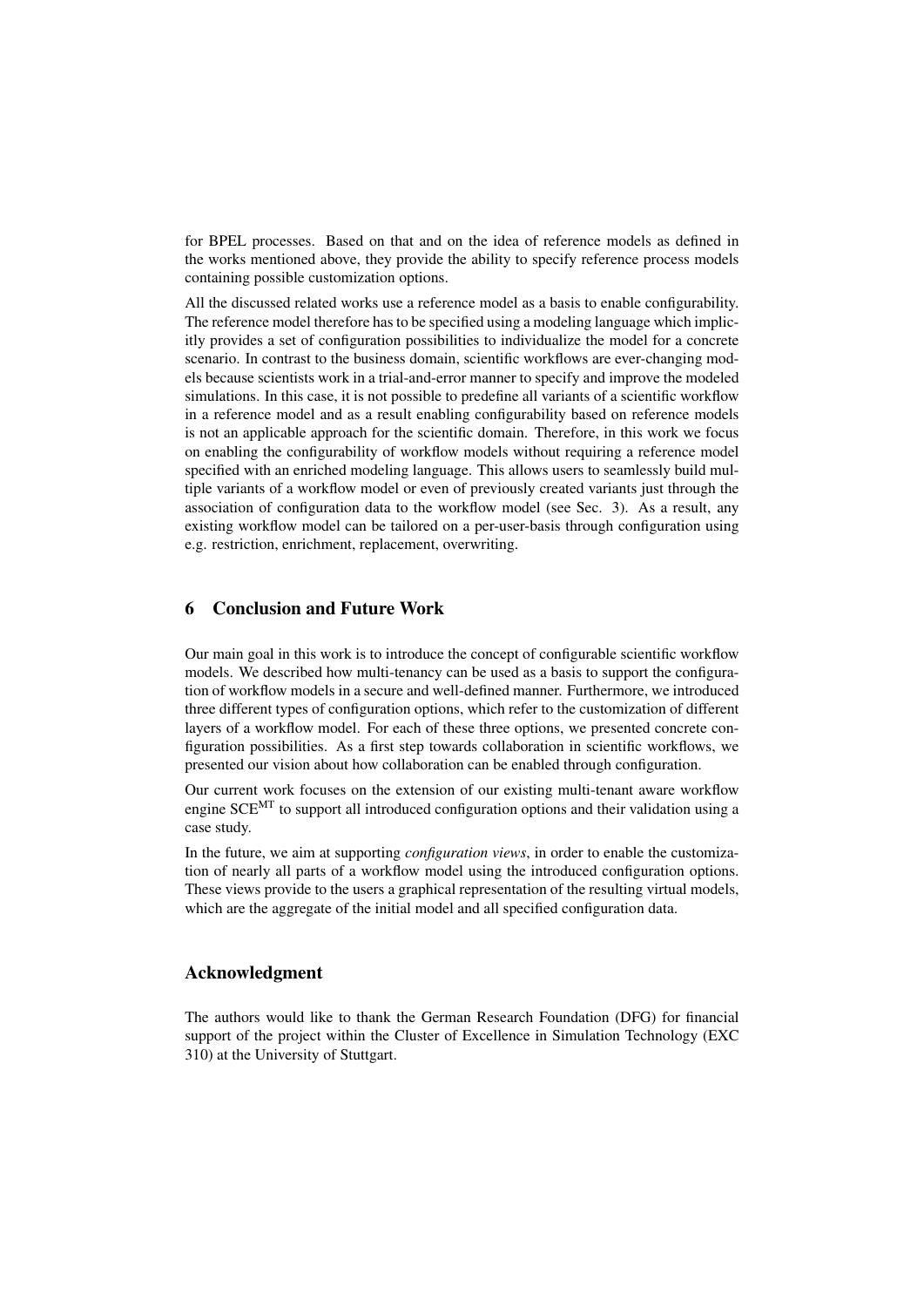for BPEL processes. Based on that and on the idea of reference models as defined in the works mentioned above, they provide the ability to specify reference process models containing possible customization options.

All the discussed related works use a reference model as a basis to enable configurability. The reference model therefore has to be specified using a modeling language which implicitly provides a set of configuration possibilities to individualize the model for a concrete scenario. In contrast to the business domain, scientific workflows are ever-changing models because scientists work in a trial-and-error manner to specify and improve the modeled simulations. In this case, it is not possible to predefine all variants of a scientific workflow in a reference model and as a result enabling configurability based on reference models is not an applicable approach for the scientific domain. Therefore, in this work we focus on enabling the configurability of workflow models without requiring a reference model specified with an enriched modeling language. This allows users to seamlessly build multiple variants of a workflow model or even of previously created variants just through the association of configuration data to the workflow model (see Sec. 3). As a result, any existing workflow model can be tailored on a per-user-basis through configuration using e.g. restriction, enrichment, replacement, overwriting.

## 6 Conclusion and Future Work

Our main goal in this work is to introduce the concept of configurable scientific workflow models. We described how multi-tenancy can be used as a basis to support the configuration of workflow models in a secure and well-defined manner. Furthermore, we introduced three different types of configuration options, which refer to the customization of different layers of a workflow model. For each of these three options, we presented concrete configuration possibilities. As a first step towards collaboration in scientific workflows, we presented our vision about how collaboration can be enabled through configuration.

Our current work focuses on the extension of our existing multi-tenant aware workflow engine $\text{SCE}^{\text{MT}}$ to support all introduced configuration options and their validation using a case study.

In the future, we aim at supporting *configuration views*, in order to enable the customization of nearly all parts of a workflow model using the introduced configuration options. These views provide to the users a graphical representation of the resulting virtual models, which are the aggregate of the initial model and all specified configuration data.

## Acknowledgment

The authors would like to thank the German Research Foundation (DFG) for financial support of the project within the Cluster of Excellence in Simulation Technology (EXC 310) at the University of Stuttgart.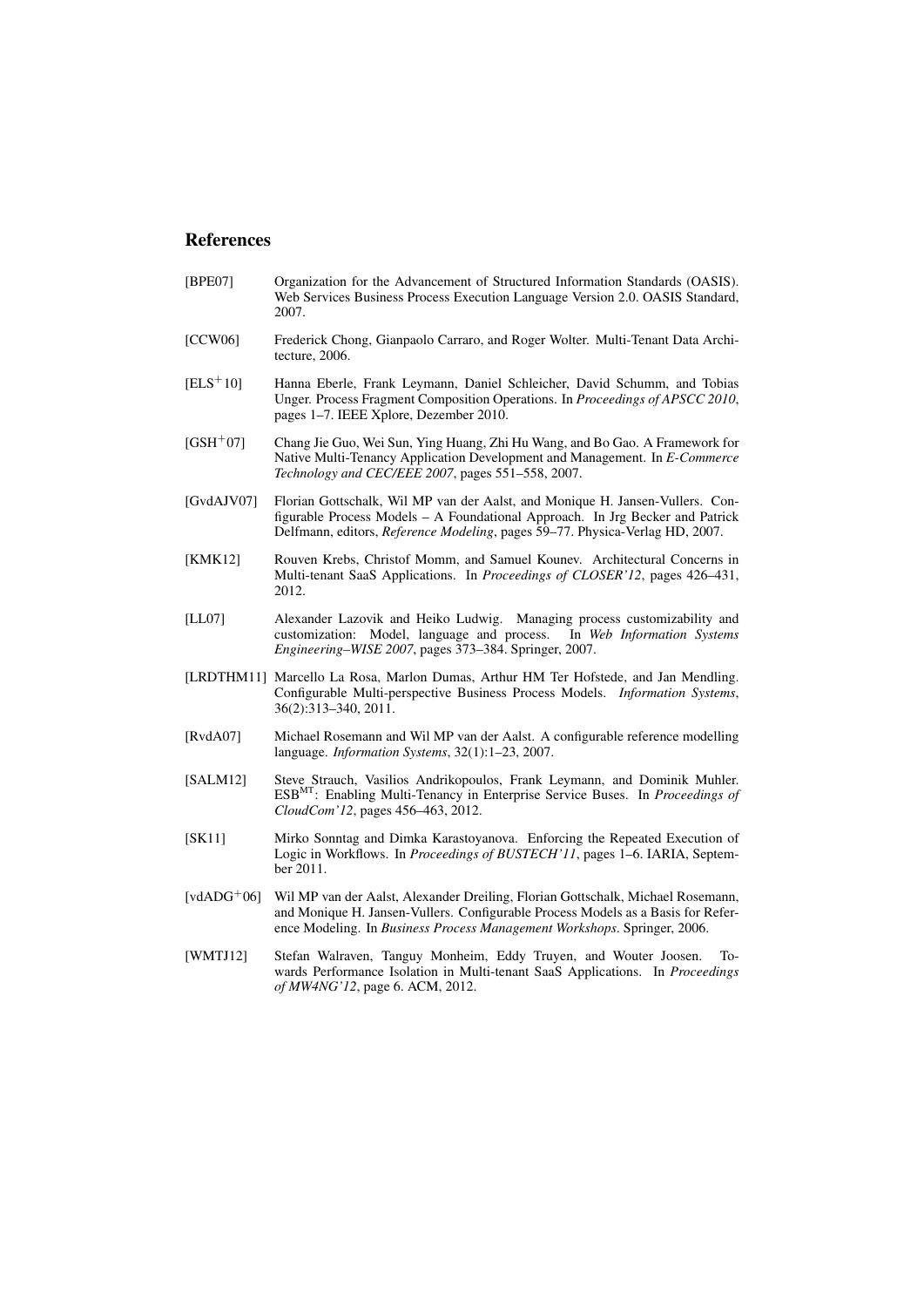## References

[BPE07] Organization for the Advancement of Structured Information Standards (OASIS). Web Services Business Process Execution Language Version 2.0. OASIS Standard, 2007.

[CCW06] Frederick Chong, Gianpaolo Carraro, and Roger Wolter. Multi-Tenant Data Architecture, 2006.

[ELS+10] Hanna Eberle, Frank Leymann, Daniel Schleicher, David Schumm, and Tobias Unger. Process Fragment Composition Operations. In *Proceedings of APSCC 2010*, pages 1–7. IEEE Xplore, Dezember 2010.

[GSH+07] Chang Jie Guo, Wei Sun, Ying Huang, Zhi Hu Wang, and Bo Gao. A Framework for Native Multi-Tenancy Application Development and Management. In *E-Commerce Technology and CEC/EEE 2007*, pages 551–558, 2007.

[GvdAJV07] Florian Gottschalk, Wil MP van der Aalst, and Monique H. Jansen-Vullers. Configurable Process Models – A Foundational Approach. In Jrg Becker and Patrick Delfmann, editors, *Reference Modeling*, pages 59–77. Physica-Verlag HD, 2007.

[KMK12] Rouven Krebs, Christof Momm, and Samuel Kounev. Architectural Concerns in Multi-tenant SaaS Applications. In *Proceedings of CLOSER'12*, pages 426–431, 2012.

[LL07] Alexander Lazovik and Heiko Ludwig. Managing process customizability and customization: Model, language and process. In *Web Information Systems Engineering–WISE 2007*, pages 373–384. Springer, 2007.

[LRDTHM11] Marcello La Rosa, Marlon Dumas, Arthur HM Ter Hofstede, and Jan Mendling. Configurable Multi-perspective Business Process Models. *Information Systems*, 36(2):313–340, 2011.

[RvdA07] Michael Rosemann and Wil MP van der Aalst. A configurable reference modelling language. *Information Systems*, 32(1):1–23, 2007.

[SALM12] Steve Strauch, Vasilios Andrikopoulos, Frank Leymann, and Dominik Muhler. ESB$^{MT}$: Enabling Multi-Tenancy in Enterprise Service Buses. In *Proceedings of CloudCom'12*, pages 456–463, 2012.

[SK11] Mirko Sonntag and Dimka Karastoyanova. Enforcing the Repeated Execution of Logic in Workflows. In *Proceedings of BUSTECH'11*, pages 1–6. IARIA, September 2011.

[vdADG+06] Wil MP van der Aalst, Alexander Dreiling, Florian Gottschalk, Michael Rosemann, and Monique H. Jansen-Vullers. Configurable Process Models as a Basis for Reference Modeling. In *Business Process Management Workshops*. Springer, 2006.

[WMTJ12] Stefan Walraven, Tanguy Monheim, Eddy Truyen, and Wouter Joosen. Towards Performance Isolation in Multi-tenant SaaS Applications. In *Proceedings of MW4NG'12*, page 6. ACM, 2012.